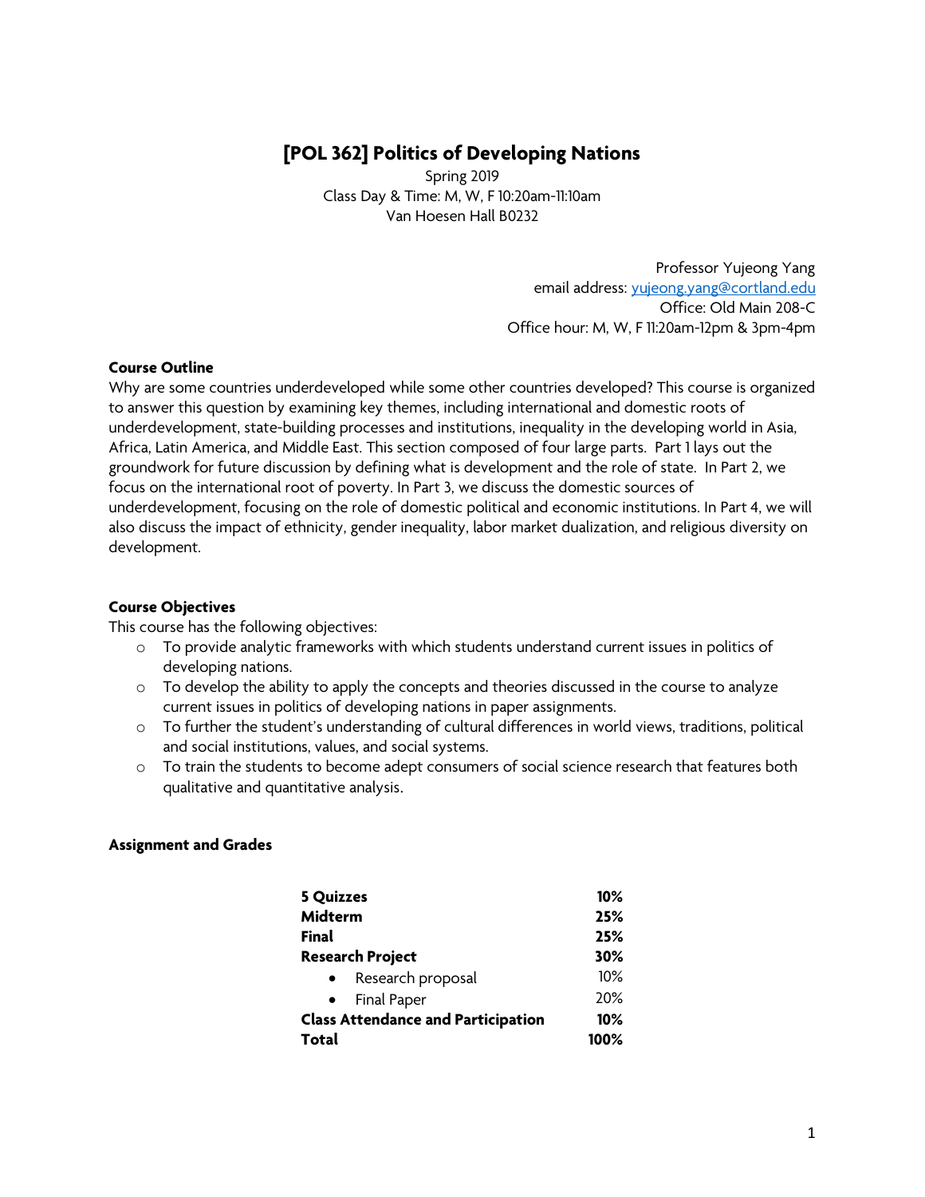# [POL 362] Politics of Developing Nations

Spring 2019
Class Day & Time: M, W, F 10:20am-11:10am
Van Hoesen Hall B0232

Professor Yujeong Yang
email address: yujeong.yang@cortland.edu
Office: Old Main 208-C
Office hour: M, W, F 11:20am-12pm & 3pm-4pm

**Course Outline**

Why are some countries underdeveloped while some other countries developed? This course is organized to answer this question by examining key themes, including international and domestic roots of underdevelopment, state-building processes and institutions, inequality in the developing world in Asia, Africa, Latin America, and Middle East. This section composed of four large parts. Part 1 lays out the groundwork for future discussion by defining what is development and the role of state. In Part 2, we focus on the international root of poverty. In Part 3, we discuss the domestic sources of underdevelopment, focusing on the role of domestic political and economic institutions. In Part 4, we will also discuss the impact of ethnicity, gender inequality, labor market dualization, and religious diversity on development.

**Course Objectives**

This course has the following objectives:

- To provide analytic frameworks with which students understand current issues in politics of developing nations.
- To develop the ability to apply the concepts and theories discussed in the course to analyze current issues in politics of developing nations in paper assignments.
- To further the student's understanding of cultural differences in world views, traditions, political and social institutions, values, and social systems.
- To train the students to become adept consumers of social science research that features both qualitative and quantitative analysis.

**Assignment and Grades**

| | |
|---|---|
| **5 Quizzes** | **10%** |
| **Midterm** | **25%** |
| **Final** | **25%** |
| **Research Project** | **30%** |
| • Research proposal | 10% |
| • Final Paper | 20% |
| **Class Attendance and Participation** | **10%** |
| **Total** | **100%** |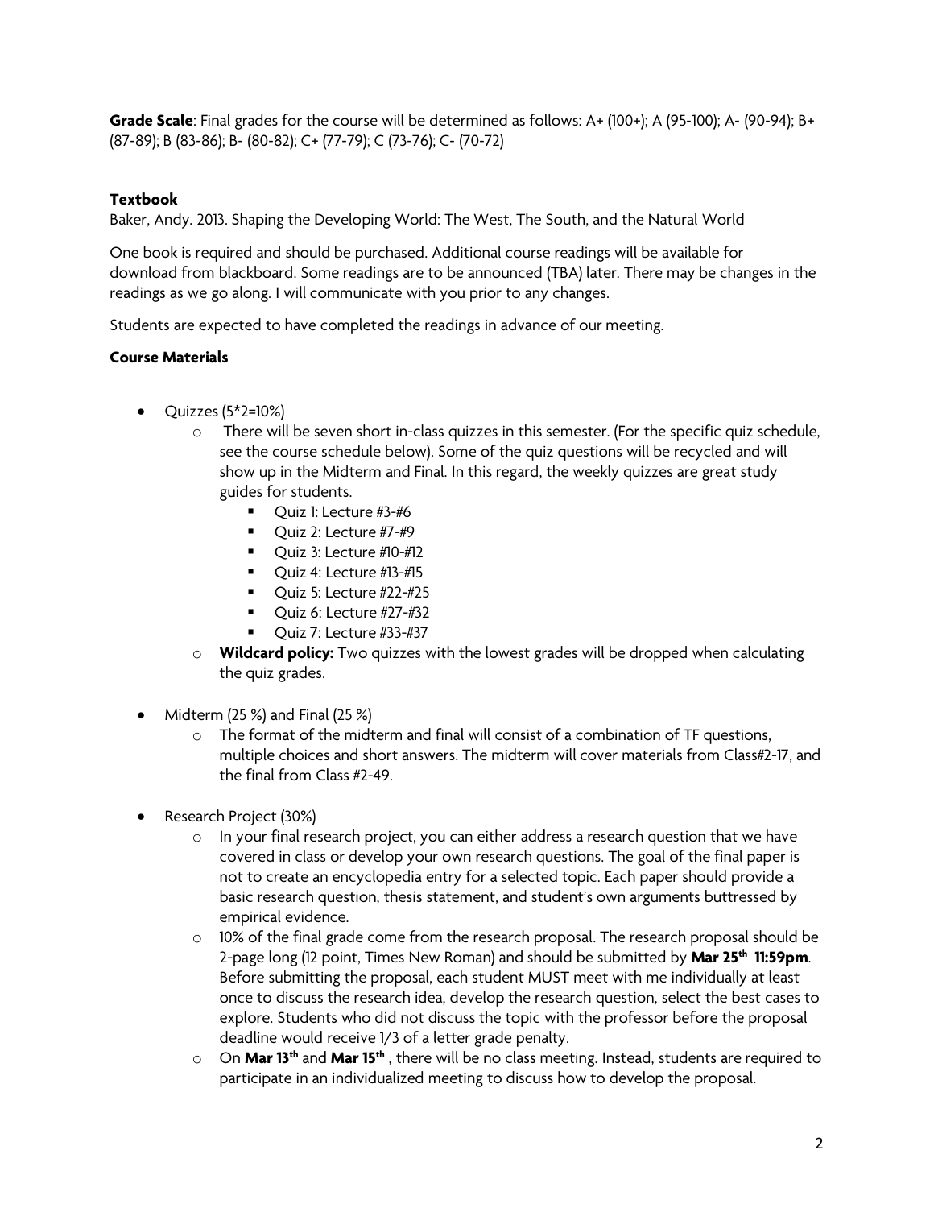**Grade Scale**: Final grades for the course will be determined as follows: A+ (100+); A (95-100); A- (90-94); B+ (87-89); B (83-86); B- (80-82); C+ (77-79); C (73-76); C- (70-72)

**Textbook**

Baker, Andy. 2013. Shaping the Developing World: The West, The South, and the Natural World

One book is required and should be purchased. Additional course readings will be available for download from blackboard. Some readings are to be announced (TBA) later. There may be changes in the readings as we go along. I will communicate with you prior to any changes.

Students are expected to have completed the readings in advance of our meeting.

**Course Materials**

- Quizzes (5*2=10%)
  - There will be seven short in-class quizzes in this semester. (For the specific quiz schedule, see the course schedule below). Some of the quiz questions will be recycled and will show up in the Midterm and Final. In this regard, the weekly quizzes are great study guides for students.
    - Quiz 1: Lecture #3-#6
    - Quiz 2: Lecture #7-#9
    - Quiz 3: Lecture #10-#12
    - Quiz 4: Lecture #13-#15
    - Quiz 5: Lecture #22-#25
    - Quiz 6: Lecture #27-#32
    - Quiz 7: Lecture #33-#37
  - **Wildcard policy:** Two quizzes with the lowest grades will be dropped when calculating the quiz grades.
- Midterm (25 %) and Final (25 %)
  - The format of the midterm and final will consist of a combination of TF questions, multiple choices and short answers. The midterm will cover materials from Class#2-17, and the final from Class #2-49.
- Research Project (30%)
  - In your final research project, you can either address a research question that we have covered in class or develop your own research questions. The goal of the final paper is not to create an encyclopedia entry for a selected topic. Each paper should provide a basic research question, thesis statement, and student's own arguments buttressed by empirical evidence.
  - 10% of the final grade come from the research proposal. The research proposal should be 2-page long (12 point, Times New Roman) and should be submitted by **Mar 25th 11:59pm**. Before submitting the proposal, each student MUST meet with me individually at least once to discuss the research idea, develop the research question, select the best cases to explore. Students who did not discuss the topic with the professor before the proposal deadline would receive 1/3 of a letter grade penalty.
  - On **Mar 13th** and **Mar 15th** , there will be no class meeting. Instead, students are required to participate in an individualized meeting to discuss how to develop the proposal.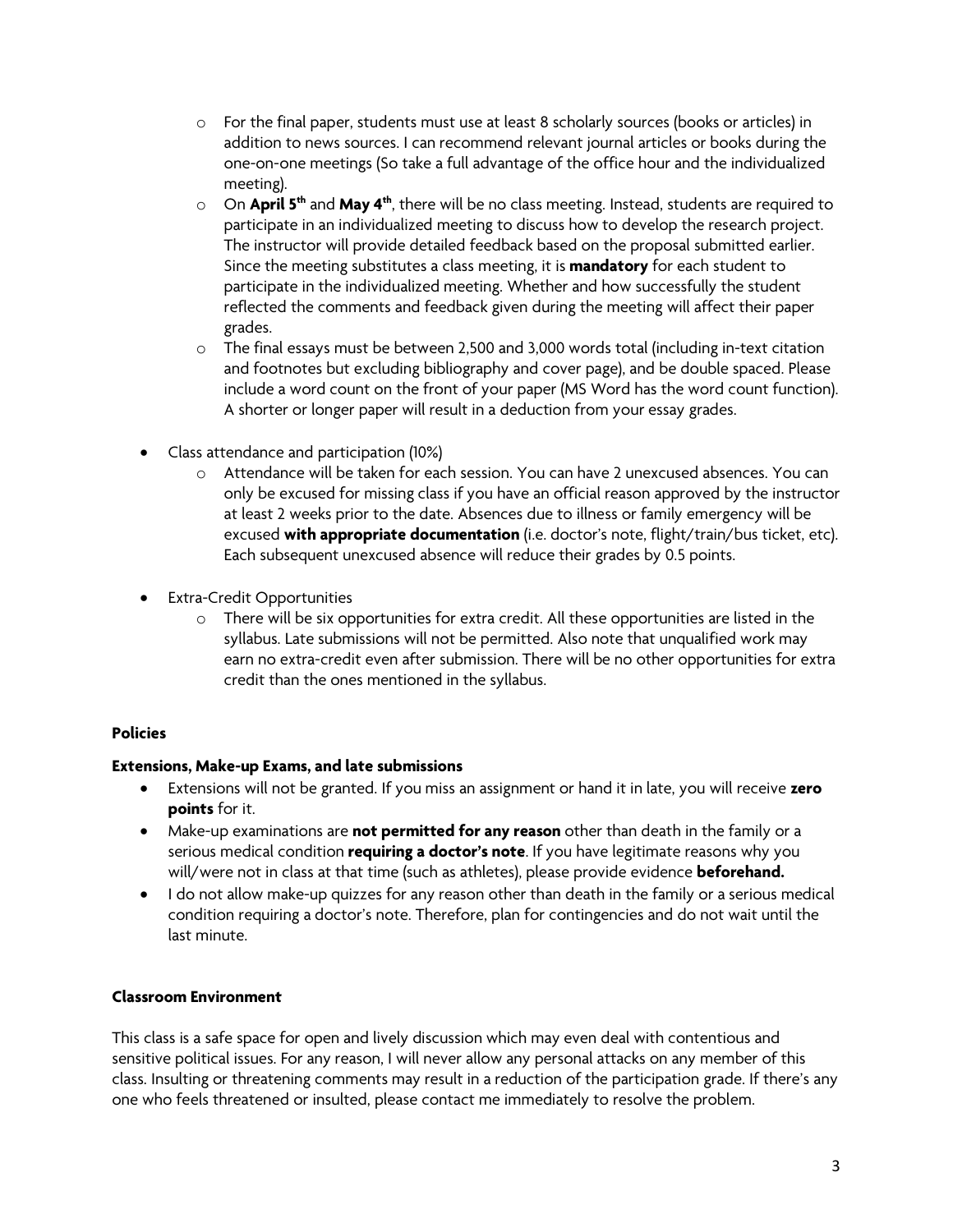- For the final paper, students must use at least 8 scholarly sources (books or articles) in addition to news sources. I can recommend relevant journal articles or books during the one-on-one meetings (So take a full advantage of the office hour and the individualized meeting).
    - On **April 5th** and **May 4th**, there will be no class meeting. Instead, students are required to participate in an individualized meeting to discuss how to develop the research project. The instructor will provide detailed feedback based on the proposal submitted earlier. Since the meeting substitutes a class meeting, it is **mandatory** for each student to participate in the individualized meeting. Whether and how successfully the student reflected the comments and feedback given during the meeting will affect their paper grades.
    - The final essays must be between 2,500 and 3,000 words total (including in-text citation and footnotes but excluding bibliography and cover page), and be double spaced. Please include a word count on the front of your paper (MS Word has the word count function). A shorter or longer paper will result in a deduction from your essay grades.

- Class attendance and participation (10%)
    - Attendance will be taken for each session. You can have 2 unexcused absences. You can only be excused for missing class if you have an official reason approved by the instructor at least 2 weeks prior to the date. Absences due to illness or family emergency will be excused **with appropriate documentation** (i.e. doctor's note, flight/train/bus ticket, etc). Each subsequent unexcused absence will reduce their grades by 0.5 points.

- Extra-Credit Opportunities
    - There will be six opportunities for extra credit. All these opportunities are listed in the syllabus. Late submissions will not be permitted. Also note that unqualified work may earn no extra-credit even after submission. There will be no other opportunities for extra credit than the ones mentioned in the syllabus.

**Policies**

**Extensions, Make-up Exams, and late submissions**

- Extensions will not be granted. If you miss an assignment or hand it in late, you will receive **zero points** for it.
- Make-up examinations are **not permitted for any reason** other than death in the family or a serious medical condition **requiring a doctor's note**. If you have legitimate reasons why you will/were not in class at that time (such as athletes), please provide evidence **beforehand.**
- I do not allow make-up quizzes for any reason other than death in the family or a serious medical condition requiring a doctor's note. Therefore, plan for contingencies and do not wait until the last minute.

**Classroom Environment**

This class is a safe space for open and lively discussion which may even deal with contentious and sensitive political issues. For any reason, I will never allow any personal attacks on any member of this class. Insulting or threatening comments may result in a reduction of the participation grade. If there's any one who feels threatened or insulted, please contact me immediately to resolve the problem.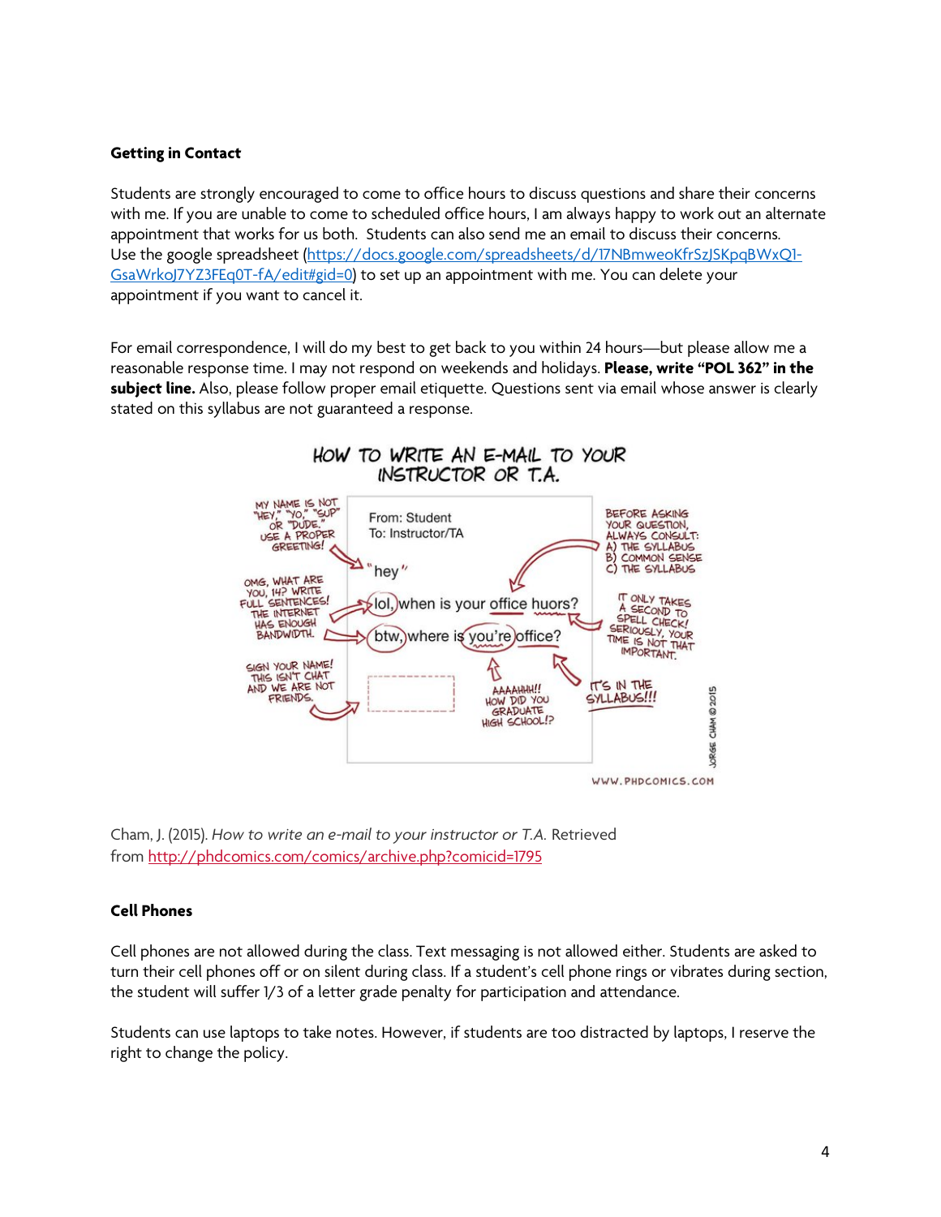**Getting in Contact**

Students are strongly encouraged to come to office hours to discuss questions and share their concerns with me. If you are unable to come to scheduled office hours, I am always happy to work out an alternate appointment that works for us both. Students can also send me an email to discuss their concerns. Use the google spreadsheet (https://docs.google.com/spreadsheets/d/17NBmweoKfrSzJSKpqBWxQ1-GsaWrkoJ7YZ3FEq0T-fA/edit#gid=0) to set up an appointment with me. You can delete your appointment if you want to cancel it.

For email correspondence, I will do my best to get back to you within 24 hours—but please allow me a reasonable response time. I may not respond on weekends and holidays. **Please, write "POL 362" in the subject line.** Also, please follow proper email etiquette. Questions sent via email whose answer is clearly stated on this syllabus are not guaranteed a response.

HOW TO WRITE AN E-MAIL TO YOUR INSTRUCTOR OR T.A.

Cham, J. (2015). *How to write an e-mail to your instructor or T.A.* Retrieved from http://phdcomics.com/comics/archive.php?comicid=1795

**Cell Phones**

Cell phones are not allowed during the class. Text messaging is not allowed either. Students are asked to turn their cell phones off or on silent during class. If a student's cell phone rings or vibrates during section, the student will suffer 1/3 of a letter grade penalty for participation and attendance.

Students can use laptops to take notes. However, if students are too distracted by laptops, I reserve the right to change the policy.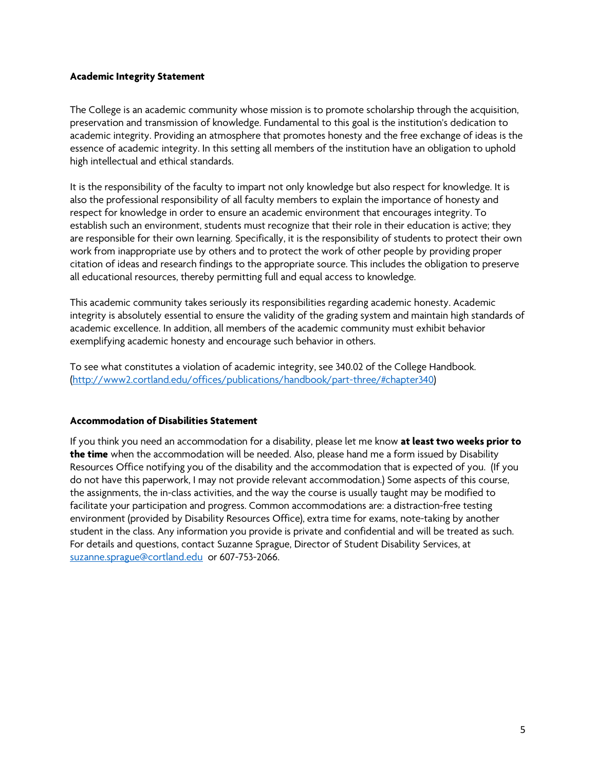**Academic Integrity Statement**

The College is an academic community whose mission is to promote scholarship through the acquisition, preservation and transmission of knowledge. Fundamental to this goal is the institution's dedication to academic integrity. Providing an atmosphere that promotes honesty and the free exchange of ideas is the essence of academic integrity. In this setting all members of the institution have an obligation to uphold high intellectual and ethical standards.

It is the responsibility of the faculty to impart not only knowledge but also respect for knowledge. It is also the professional responsibility of all faculty members to explain the importance of honesty and respect for knowledge in order to ensure an academic environment that encourages integrity. To establish such an environment, students must recognize that their role in their education is active; they are responsible for their own learning. Specifically, it is the responsibility of students to protect their own work from inappropriate use by others and to protect the work of other people by providing proper citation of ideas and research findings to the appropriate source. This includes the obligation to preserve all educational resources, thereby permitting full and equal access to knowledge.

This academic community takes seriously its responsibilities regarding academic honesty. Academic integrity is absolutely essential to ensure the validity of the grading system and maintain high standards of academic excellence. In addition, all members of the academic community must exhibit behavior exemplifying academic honesty and encourage such behavior in others.

To see what constitutes a violation of academic integrity, see 340.02 of the College Handbook. (http://www2.cortland.edu/offices/publications/handbook/part-three/#chapter340)

**Accommodation of Disabilities Statement**

If you think you need an accommodation for a disability, please let me know **at least two weeks prior to the time** when the accommodation will be needed. Also, please hand me a form issued by Disability Resources Office notifying you of the disability and the accommodation that is expected of you. (If you do not have this paperwork, I may not provide relevant accommodation.) Some aspects of this course, the assignments, the in-class activities, and the way the course is usually taught may be modified to facilitate your participation and progress. Common accommodations are: a distraction-free testing environment (provided by Disability Resources Office), extra time for exams, note-taking by another student in the class. Any information you provide is private and confidential and will be treated as such. For details and questions, contact Suzanne Sprague, Director of Student Disability Services, at suzanne.sprague@cortland.edu or 607-753-2066.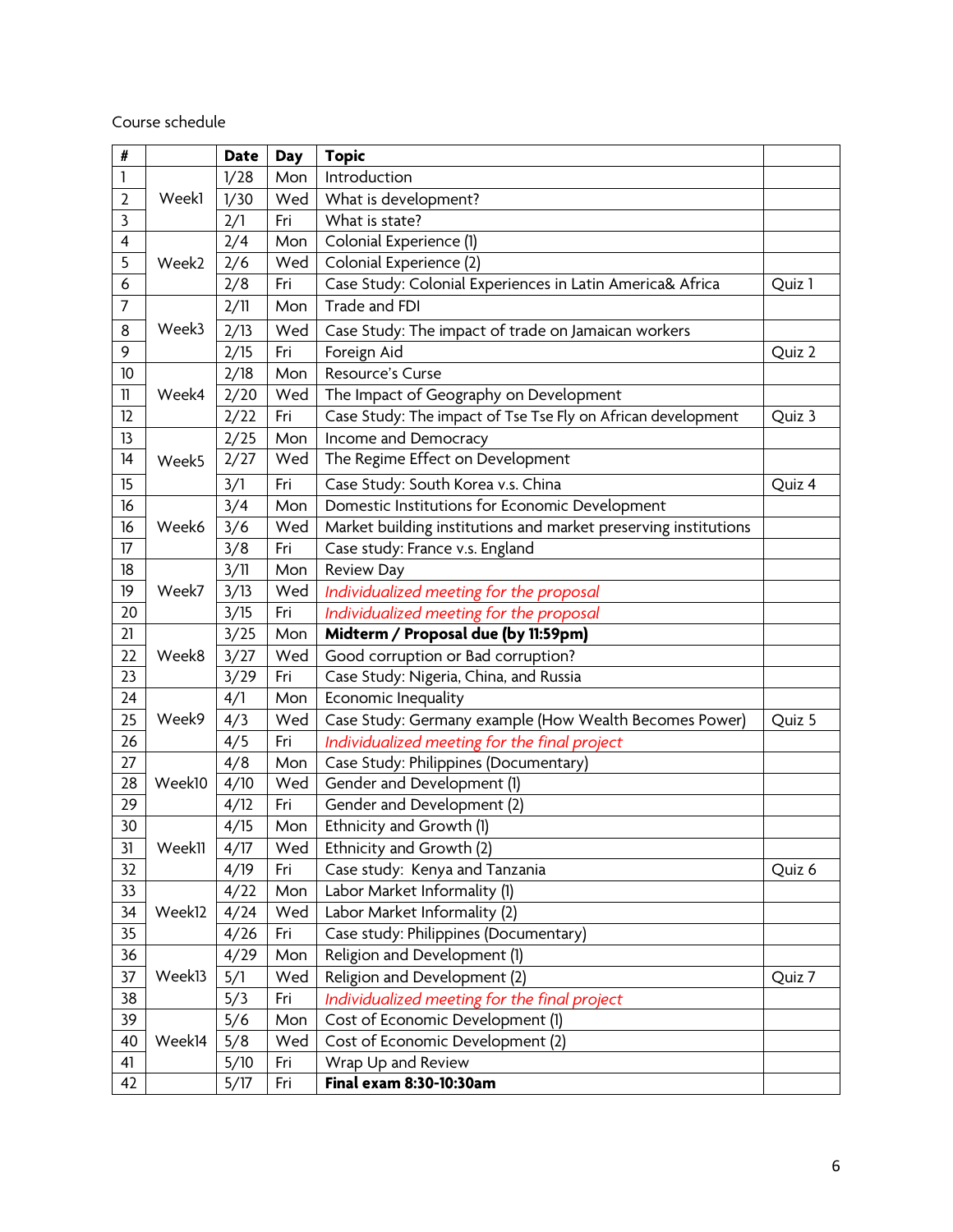Course schedule

| # | | Date | Day | Topic | |
|---|---|---|---|---|---|
| 1 | Week1 | 1/28 | Mon | Introduction | |
| 2 | | 1/30 | Wed | What is development? | |
| 3 | | 2/1 | Fri | What is state? | |
| 4 | Week2 | 2/4 | Mon | Colonial Experience (1) | |
| 5 | | 2/6 | Wed | Colonial Experience (2) | |
| 6 | | 2/8 | Fri | Case Study: Colonial Experiences in Latin America& Africa | Quiz 1 |
| 7 | Week3 | 2/11 | Mon | Trade and FDI | |
| 8 | | 2/13 | Wed | Case Study: The impact of trade on Jamaican workers | |
| 9 | | 2/15 | Fri | Foreign Aid | Quiz 2 |
| 10 | Week4 | 2/18 | Mon | Resource's Curse | |
| 11 | | 2/20 | Wed | The Impact of Geography on Development | |
| 12 | | 2/22 | Fri | Case Study: The impact of Tse Tse Fly on African development | Quiz 3 |
| 13 | Week5 | 2/25 | Mon | Income and Democracy | |
| 14 | | 2/27 | Wed | The Regime Effect on Development | |
| 15 | | 3/1 | Fri | Case Study: South Korea v.s. China | Quiz 4 |
| 16 | Week6 | 3/4 | Mon | Domestic Institutions for Economic Development | |
| 16 | | 3/6 | Wed | Market building institutions and market preserving institutions | |
| 17 | | 3/8 | Fri | Case study: France v.s. England | |
| 18 | Week7 | 3/11 | Mon | Review Day | |
| 19 | | 3/13 | Wed | *Individualized meeting for the proposal* | |
| 20 | | 3/15 | Fri | *Individualized meeting for the proposal* | |
| 21 | Week8 | 3/25 | Mon | **Midterm / Proposal due (by 11:59pm)** | |
| 22 | | 3/27 | Wed | Good corruption or Bad corruption? | |
| 23 | | 3/29 | Fri | Case Study: Nigeria, China, and Russia | |
| 24 | Week9 | 4/1 | Mon | Economic Inequality | |
| 25 | | 4/3 | Wed | Case Study: Germany example (How Wealth Becomes Power) | Quiz 5 |
| 26 | | 4/5 | Fri | *Individualized meeting for the final project* | |
| 27 | Week10 | 4/8 | Mon | Case Study: Philippines (Documentary) | |
| 28 | | 4/10 | Wed | Gender and Development (1) | |
| 29 | | 4/12 | Fri | Gender and Development (2) | |
| 30 | Week11 | 4/15 | Mon | Ethnicity and Growth (1) | |
| 31 | | 4/17 | Wed | Ethnicity and Growth (2) | |
| 32 | | 4/19 | Fri | Case study: Kenya and Tanzania | Quiz 6 |
| 33 | Week12 | 4/22 | Mon | Labor Market Informality (1) | |
| 34 | | 4/24 | Wed | Labor Market Informality (2) | |
| 35 | | 4/26 | Fri | Case study: Philippines (Documentary) | |
| 36 | Week13 | 4/29 | Mon | Religion and Development (1) | |
| 37 | | 5/1 | Wed | Religion and Development (2) | Quiz 7 |
| 38 | | 5/3 | Fri | *Individualized meeting for the final project* | |
| 39 | Week14 | 5/6 | Mon | Cost of Economic Development (1) | |
| 40 | | 5/8 | Wed | Cost of Economic Development (2) | |
| 41 | | 5/10 | Fri | Wrap Up and Review | |
| 42 | | 5/17 | Fri | **Final exam 8:30-10:30am** | |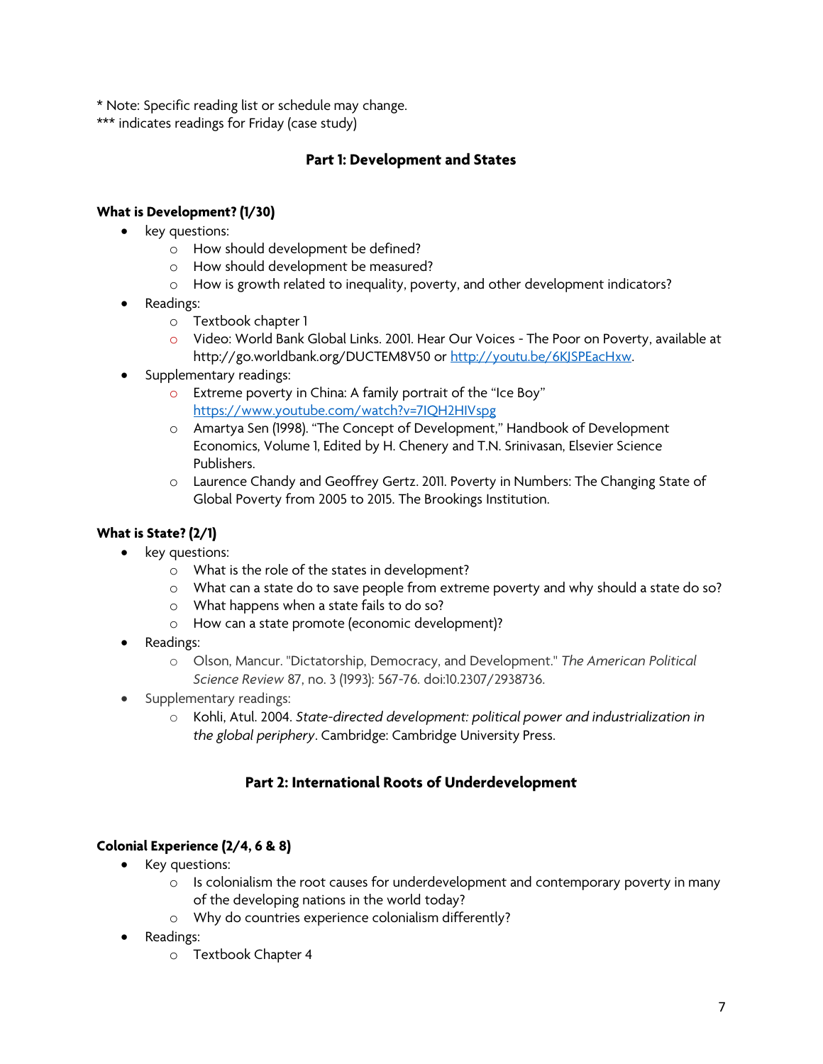* Note: Specific reading list or schedule may change.
*** indicates readings for Friday (case study)

## Part 1: Development and States

### What is Development? (1/30)

- key questions:
    - How should development be defined?
    - How should development be measured?
    - How is growth related to inequality, poverty, and other development indicators?
- Readings:
    - Textbook chapter 1
    - Video: World Bank Global Links. 2001. Hear Our Voices - The Poor on Poverty, available at http://go.worldbank.org/DUCTEM8V50 or http://youtu.be/6KJSPEacHxw.
- Supplementary readings:
    - Extreme poverty in China: A family portrait of the "Ice Boy" https://www.youtube.com/watch?v=7IQH2HIVspg
    - Amartya Sen (1998). "The Concept of Development," Handbook of Development Economics, Volume 1, Edited by H. Chenery and T.N. Srinivasan, Elsevier Science Publishers.
    - Laurence Chandy and Geoffrey Gertz. 2011. Poverty in Numbers: The Changing State of Global Poverty from 2005 to 2015. The Brookings Institution.

### What is State? (2/1)

- key questions:
    - What is the role of the states in development?
    - What can a state do to save people from extreme poverty and why should a state do so?
    - What happens when a state fails to do so?
    - How can a state promote (economic development)?
- Readings:
    - Olson, Mancur. "Dictatorship, Democracy, and Development." *The American Political Science Review* 87, no. 3 (1993): 567-76. doi:10.2307/2938736.
- Supplementary readings:
    - Kohli, Atul. 2004. *State-directed development: political power and industrialization in the global periphery*. Cambridge: Cambridge University Press.

## Part 2: International Roots of Underdevelopment

### Colonial Experience (2/4, 6 & 8)

- Key questions:
    - Is colonialism the root causes for underdevelopment and contemporary poverty in many of the developing nations in the world today?
    - Why do countries experience colonialism differently?
- Readings:
    - Textbook Chapter 4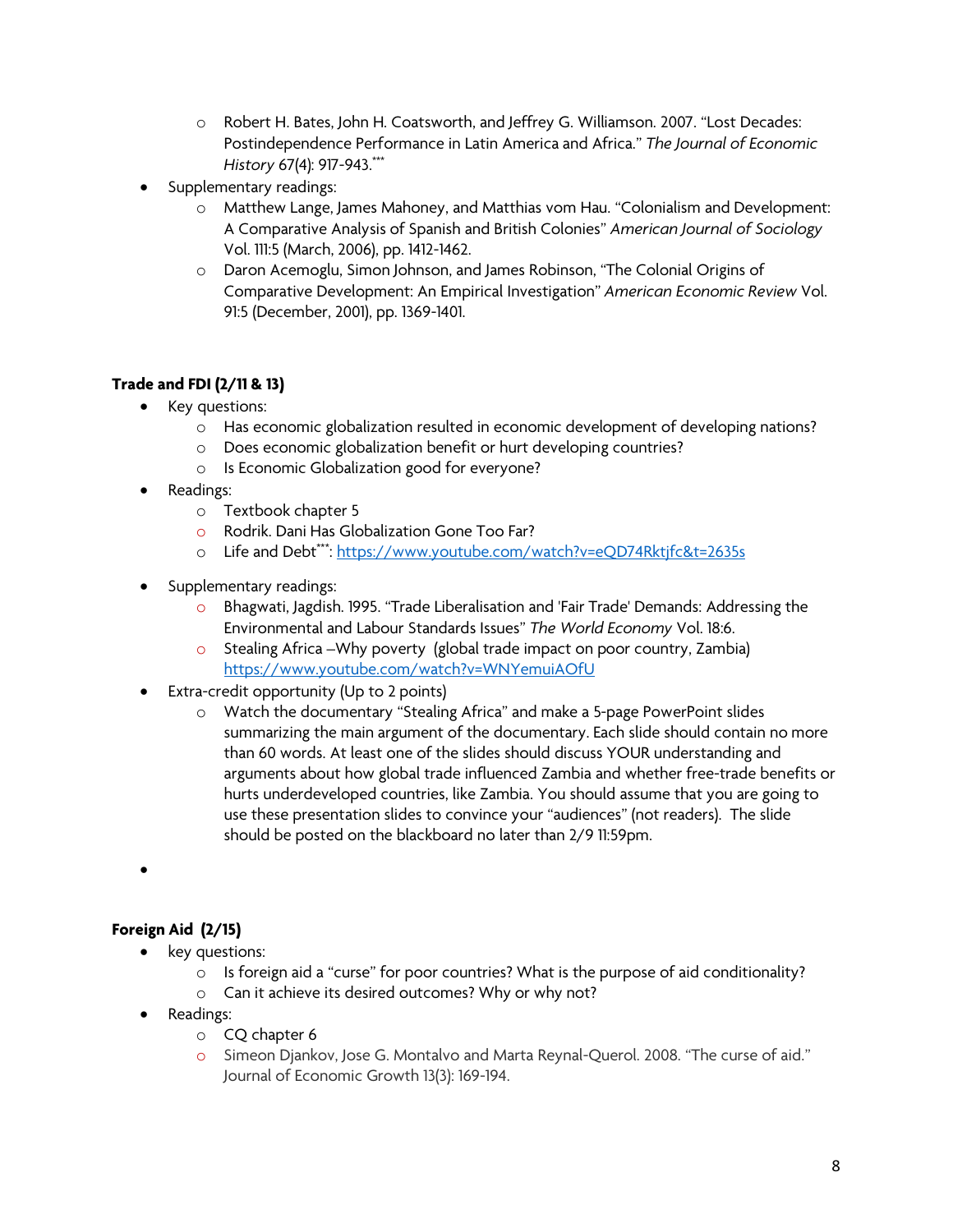- Robert H. Bates, John H. Coatsworth, and Jeffrey G. Williamson. 2007. "Lost Decades: Postindependence Performance in Latin America and Africa." *The Journal of Economic History* 67(4): 917-943.***
- Supplementary readings:
    - Matthew Lange, James Mahoney, and Matthias vom Hau. "Colonialism and Development: A Comparative Analysis of Spanish and British Colonies" *American Journal of Sociology* Vol. 111:5 (March, 2006), pp. 1412-1462.
    - Daron Acemoglu, Simon Johnson, and James Robinson, "The Colonial Origins of Comparative Development: An Empirical Investigation" *American Economic Review* Vol. 91:5 (December, 2001), pp. 1369-1401.

**Trade and FDI (2/11 & 13)**

- Key questions:
    - Has economic globalization resulted in economic development of developing nations?
    - Does economic globalization benefit or hurt developing countries?
    - Is Economic Globalization good for everyone?
- Readings:
    - Textbook chapter 5
    - Rodrik. Dani Has Globalization Gone Too Far?
    - Life and Debt***: https://www.youtube.com/watch?v=eQD74Rktjfc&t=2635s
- Supplementary readings:
    - Bhagwati, Jagdish. 1995. "Trade Liberalisation and 'Fair Trade' Demands: Addressing the Environmental and Labour Standards Issues" *The World Economy* Vol. 18:6.
    - Stealing Africa –Why poverty (global trade impact on poor country, Zambia) https://www.youtube.com/watch?v=WNYemuiAOfU
- Extra-credit opportunity (Up to 2 points)
    - Watch the documentary "Stealing Africa" and make a 5-page PowerPoint slides summarizing the main argument of the documentary. Each slide should contain no more than 60 words. At least one of the slides should discuss YOUR understanding and arguments about how global trade influenced Zambia and whether free-trade benefits or hurts underdeveloped countries, like Zambia. You should assume that you are going to use these presentation slides to convince your "audiences" (not readers). The slide should be posted on the blackboard no later than 2/9 11:59pm.

**Foreign Aid (2/15)**

- key questions:
    - Is foreign aid a "curse" for poor countries? What is the purpose of aid conditionality?
    - Can it achieve its desired outcomes? Why or why not?
- Readings:
    - CQ chapter 6
    - Simeon Djankov, Jose G. Montalvo and Marta Reynal-Querol. 2008. "The curse of aid." Journal of Economic Growth 13(3): 169-194.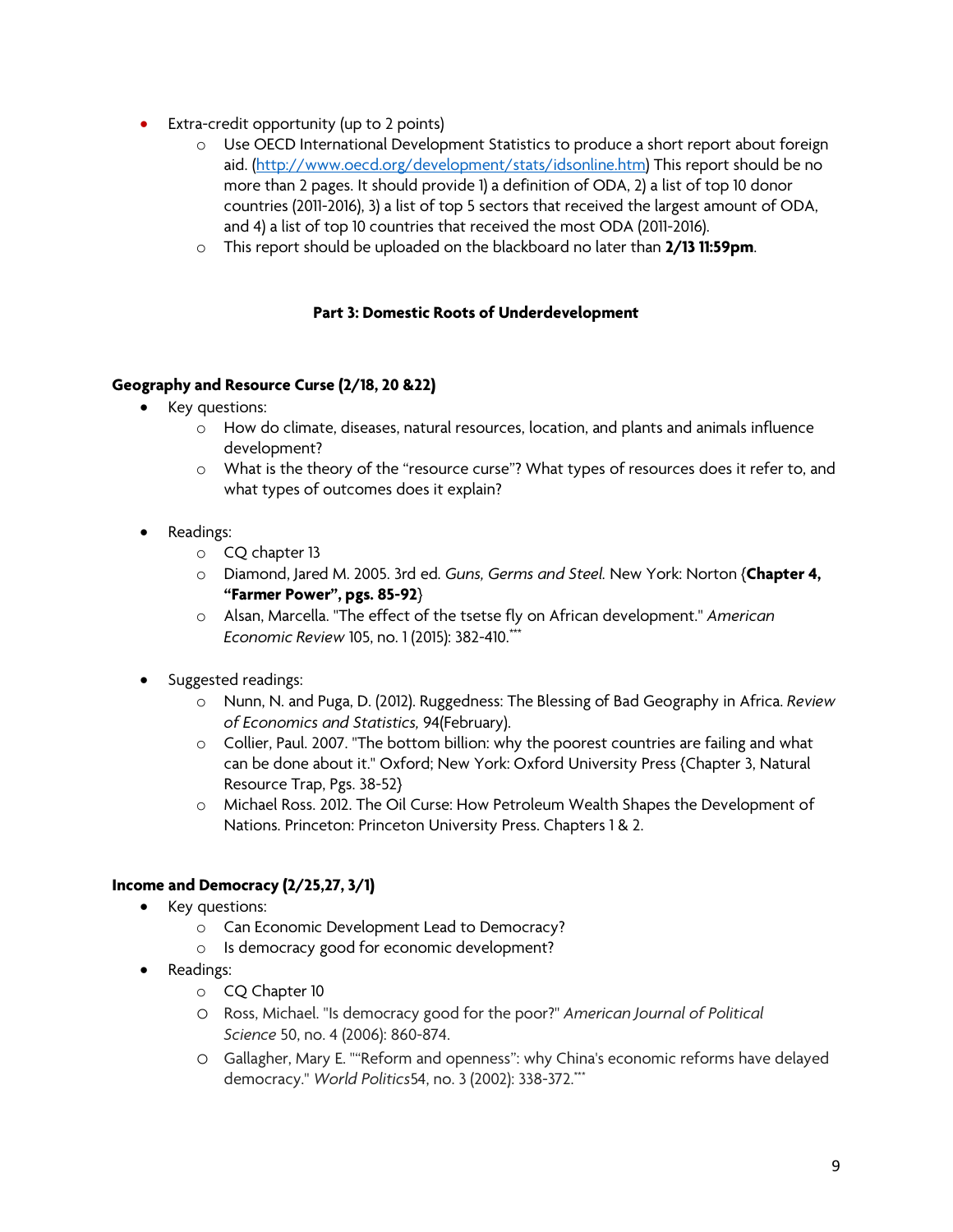- Extra-credit opportunity (up to 2 points)
  - Use OECD International Development Statistics to produce a short report about foreign aid. (http://www.oecd.org/development/stats/idsonline.htm) This report should be no more than 2 pages. It should provide 1) a definition of ODA, 2) a list of top 10 donor countries (2011-2016), 3) a list of top 5 sectors that received the largest amount of ODA, and 4) a list of top 10 countries that received the most ODA (2011-2016).
  - This report should be uploaded on the blackboard no later than **2/13 11:59pm**.

### Part 3: Domestic Roots of Underdevelopment

#### Geography and Resource Curse (2/18, 20 &22)

- Key questions:
  - How do climate, diseases, natural resources, location, and plants and animals influence development?
  - What is the theory of the "resource curse"? What types of resources does it refer to, and what types of outcomes does it explain?
- Readings:
  - CQ chapter 13
  - Diamond, Jared M. 2005. 3rd ed. *Guns, Germs and Steel.* New York: Norton {**Chapter 4, "Farmer Power", pgs. 85-92**}
  - Alsan, Marcella. "The effect of the tsetse fly on African development." *American Economic Review* 105, no. 1 (2015): 382-410.***
- Suggested readings:
  - Nunn, N. and Puga, D. (2012). Ruggedness: The Blessing of Bad Geography in Africa. *Review of Economics and Statistics,* 94(February).
  - Collier, Paul. 2007. "The bottom billion: why the poorest countries are failing and what can be done about it." Oxford; New York: Oxford University Press {Chapter 3, Natural Resource Trap, Pgs. 38-52}
  - Michael Ross. 2012. The Oil Curse: How Petroleum Wealth Shapes the Development of Nations. Princeton: Princeton University Press. Chapters 1 & 2.

#### Income and Democracy (2/25,27, 3/1)

- Key questions:
  - Can Economic Development Lead to Democracy?
  - Is democracy good for economic development?
- Readings:
  - CQ Chapter 10
  - Ross, Michael. "Is democracy good for the poor?" *American Journal of Political Science* 50, no. 4 (2006): 860-874.
  - Gallagher, Mary E. ""Reform and openness": why China's economic reforms have delayed democracy." *World Politics*54, no. 3 (2002): 338-372.***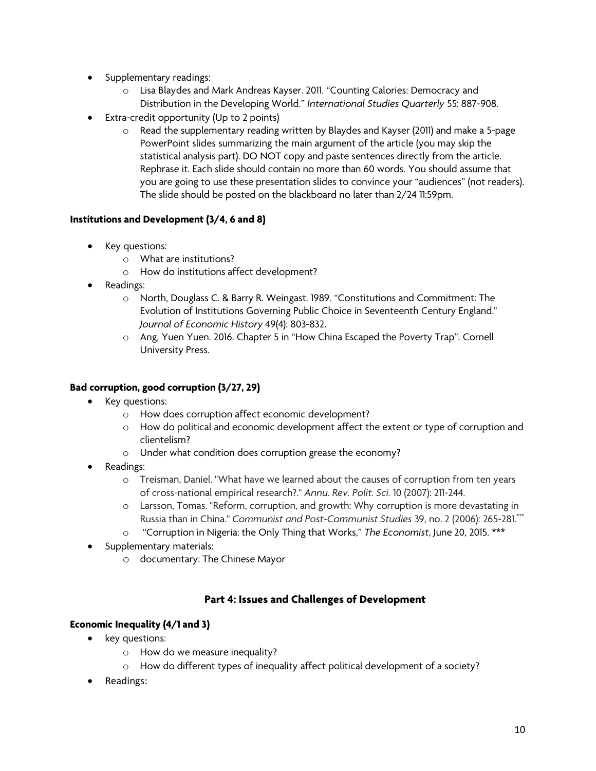- Supplementary readings:
    - Lisa Blaydes and Mark Andreas Kayser. 2011. "Counting Calories: Democracy and Distribution in the Developing World." *International Studies Quarterly* 55: 887-908.
- Extra-credit opportunity (Up to 2 points)
    - Read the supplementary reading written by Blaydes and Kayser (2011) and make a 5-page PowerPoint slides summarizing the main argument of the article (you may skip the statistical analysis part). DO NOT copy and paste sentences directly from the article. Rephrase it. Each slide should contain no more than 60 words. You should assume that you are going to use these presentation slides to convince your "audiences" (not readers). The slide should be posted on the blackboard no later than 2/24 11:59pm.

**Institutions and Development (3/4, 6 and 8)**

- Key questions:
    - What are institutions?
    - How do institutions affect development?
- Readings:
    - North, Douglass C. & Barry R. Weingast. 1989. "Constitutions and Commitment: The Evolution of Institutions Governing Public Choice in Seventeenth Century England." *Journal of Economic History* 49(4): 803-832.
    - Ang, Yuen Yuen. 2016. Chapter 5 in "How China Escaped the Poverty Trap". Cornell University Press.

**Bad corruption, good corruption (3/27, 29)**

- Key questions:
    - How does corruption affect economic development?
    - How do political and economic development affect the extent or type of corruption and clientelism?
    - Under what condition does corruption grease the economy?
- Readings:
    - Treisman, Daniel. "What have we learned about the causes of corruption from ten years of cross-national empirical research?." *Annu. Rev. Polit. Sci.* 10 (2007): 211-244.
    - Larsson, Tomas. "Reform, corruption, and growth: Why corruption is more devastating in Russia than in China." *Communist and Post-Communist Studies* 39, no. 2 (2006): 265-281.***
    - "Corruption in Nigeria: the Only Thing that Works," *The Economist*, June 20, 2015. ***
- Supplementary materials:
    - documentary: The Chinese Mayor

## Part 4: Issues and Challenges of Development

**Economic Inequality (4/1 and 3)**

- key questions:
    - How do we measure inequality?
    - How do different types of inequality affect political development of a society?
- Readings: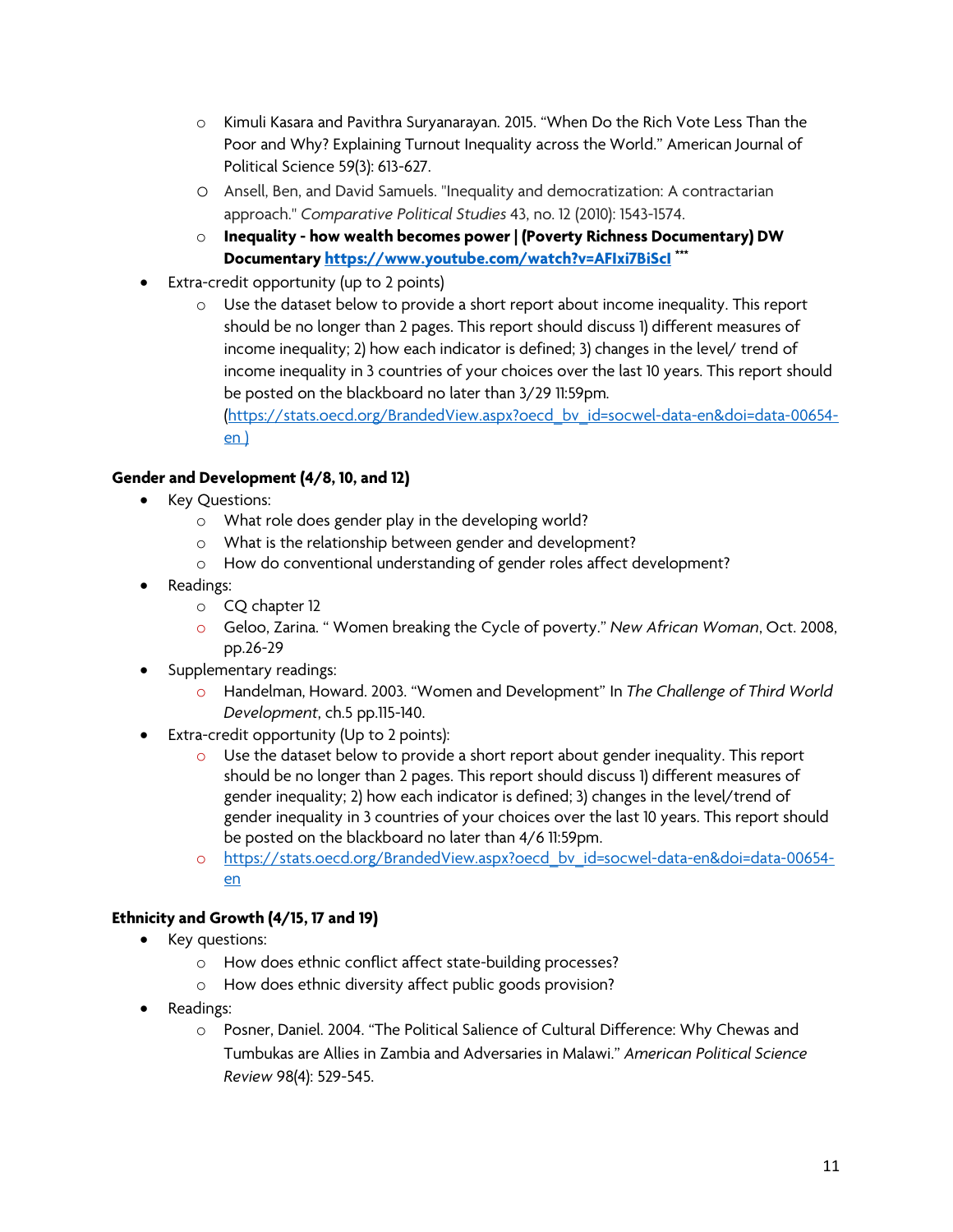- Kimuli Kasara and Pavithra Suryanarayan. 2015. "When Do the Rich Vote Less Than the Poor and Why? Explaining Turnout Inequality across the World." American Journal of Political Science 59(3): 613-627.
   - Ansell, Ben, and David Samuels. "Inequality and democratization: A contractarian approach." *Comparative Political Studies* 43, no. 12 (2010): 1543-1574.
   - **Inequality - how wealth becomes power | (Poverty Richness Documentary) DW Documentary [https://www.youtube.com/watch?v=AFIxi7BiScI](https://www.youtube.com/watch?v=AFIxi7BiScI)** ***
- Extra-credit opportunity (up to 2 points)
   - Use the dataset below to provide a short report about income inequality. This report should be no longer than 2 pages. This report should discuss 1) different measures of income inequality; 2) how each indicator is defined; 3) changes in the level/ trend of income inequality in 3 countries of your choices over the last 10 years. This report should be posted on the blackboard no later than 3/29 11:59pm. ([https://stats.oecd.org/BrandedView.aspx?oecd_bv_id=socwel-data-en&doi=data-00654-en](https://stats.oecd.org/BrandedView.aspx?oecd_bv_id=socwel-data-en&doi=data-00654-en) )

**Gender and Development (4/8, 10, and 12)**

- Key Questions:
   - What role does gender play in the developing world?
   - What is the relationship between gender and development?
   - How do conventional understanding of gender roles affect development?
- Readings:
   - CQ chapter 12
   - Geloo, Zarina. " Women breaking the Cycle of poverty." *New African Woman*, Oct. 2008, pp.26-29
- Supplementary readings:
   - Handelman, Howard. 2003. "Women and Development" In *The Challenge of Third World Development*, ch.5 pp.115-140.
- Extra-credit opportunity (Up to 2 points):
   - Use the dataset below to provide a short report about gender inequality. This report should be no longer than 2 pages. This report should discuss 1) different measures of gender inequality; 2) how each indicator is defined; 3) changes in the level/trend of gender inequality in 3 countries of your choices over the last 10 years. This report should be posted on the blackboard no later than 4/6 11:59pm.
   - [https://stats.oecd.org/BrandedView.aspx?oecd_bv_id=socwel-data-en&doi=data-00654-en](https://stats.oecd.org/BrandedView.aspx?oecd_bv_id=socwel-data-en&doi=data-00654-en)

**Ethnicity and Growth (4/15, 17 and 19)**

- Key questions:
   - How does ethnic conflict affect state-building processes?
   - How does ethnic diversity affect public goods provision?
- Readings:
   - Posner, Daniel. 2004. "The Political Salience of Cultural Difference: Why Chewas and Tumbukas are Allies in Zambia and Adversaries in Malawi." *American Political Science Review* 98(4): 529-545.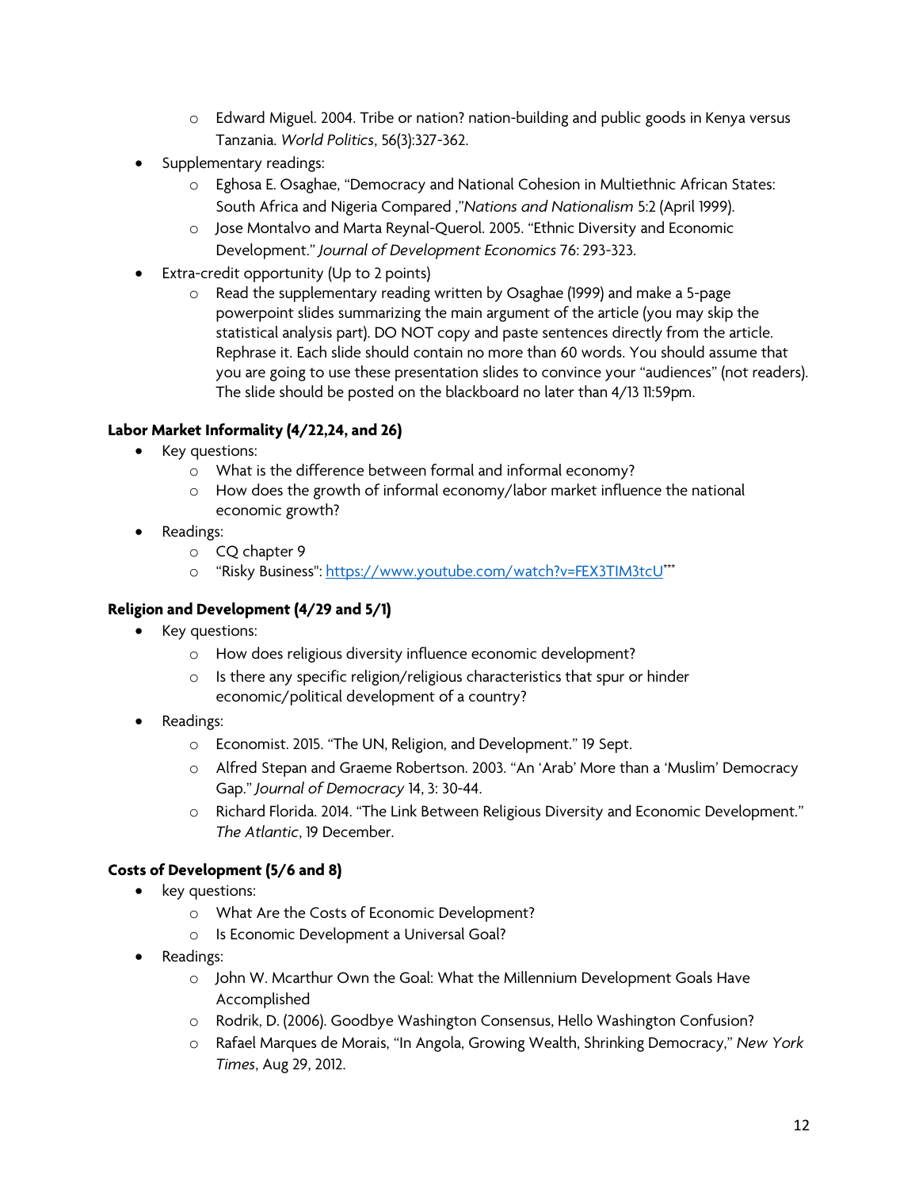- Edward Miguel. 2004. Tribe or nation? nation-building and public goods in Kenya versus Tanzania. *World Politics*, 56(3):327-362.
- Supplementary readings:
  - Eghosa E. Osaghae, "Democracy and National Cohesion in Multiethnic African States: South Africa and Nigeria Compared ,"*Nations and Nationalism* 5:2 (April 1999).
  - Jose Montalvo and Marta Reynal-Querol. 2005. "Ethnic Diversity and Economic Development." *Journal of Development Economics* 76: 293-323.
- Extra-credit opportunity (Up to 2 points)
  - Read the supplementary reading written by Osaghae (1999) and make a 5-page powerpoint slides summarizing the main argument of the article (you may skip the statistical analysis part). DO NOT copy and paste sentences directly from the article. Rephrase it. Each slide should contain no more than 60 words. You should assume that you are going to use these presentation slides to convince your "audiences" (not readers). The slide should be posted on the blackboard no later than 4/13 11:59pm.

**Labor Market Informality (4/22,24, and 26)**

- Key questions:
  - What is the difference between formal and informal economy?
  - How does the growth of informal economy/labor market influence the national economic growth?
- Readings:
  - CQ chapter 9
  - "Risky Business": https://www.youtube.com/watch?v=FEX3TIM3tcU***

**Religion and Development (4/29 and 5/1)**

- Key questions:
  - How does religious diversity influence economic development?
  - Is there any specific religion/religious characteristics that spur or hinder economic/political development of a country?
- Readings:
  - Economist. 2015. "The UN, Religion, and Development." 19 Sept.
  - Alfred Stepan and Graeme Robertson. 2003. "An 'Arab' More than a 'Muslim' Democracy Gap." *Journal of Democracy* 14, 3: 30-44.
  - Richard Florida. 2014. "The Link Between Religious Diversity and Economic Development." *The Atlantic*, 19 December.

**Costs of Development (5/6 and 8)**

- key questions:
  - What Are the Costs of Economic Development?
  - Is Economic Development a Universal Goal?
- Readings:
  - John W. Mcarthur Own the Goal: What the Millennium Development Goals Have Accomplished
  - Rodrik, D. (2006). Goodbye Washington Consensus, Hello Washington Confusion?
  - Rafael Marques de Morais, "In Angola, Growing Wealth, Shrinking Democracy," *New York Times*, Aug 29, 2012.